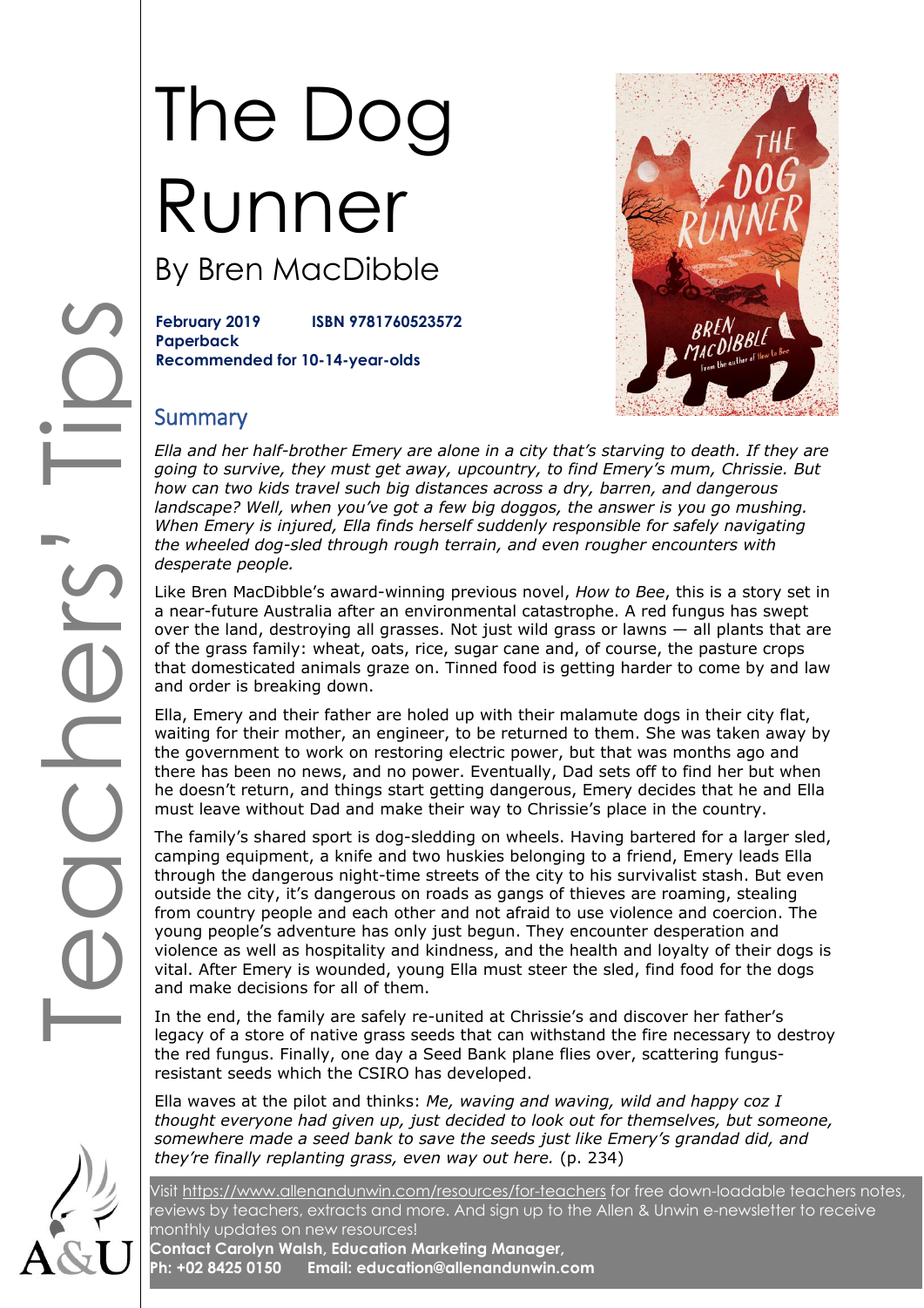# The Dog Runner

## By Bren MacDibble

**February 2019 ISBN 9781760523572**
**Paperback**
**Recommended for 10-14-year-olds**

## Summary

*Ella and her half-brother Emery are alone in a city that's starving to death. If they are going to survive, they must get away, upcountry, to find Emery's mum, Chrissie. But how can two kids travel such big distances across a dry, barren, and dangerous landscape? Well, when you've got a few big doggos, the answer is you go mushing. When Emery is injured, Ella finds herself suddenly responsible for safely navigating the wheeled dog-sled through rough terrain, and even rougher encounters with desperate people.*

Like Bren MacDibble's award-winning previous novel, *How to Bee*, this is a story set in a near-future Australia after an environmental catastrophe. A red fungus has swept over the land, destroying all grasses. Not just wild grass or lawns — all plants that are of the grass family: wheat, oats, rice, sugar cane and, of course, the pasture crops that domesticated animals graze on. Tinned food is getting harder to come by and law and order is breaking down.

Ella, Emery and their father are holed up with their malamute dogs in their city flat, waiting for their mother, an engineer, to be returned to them. She was taken away by the government to work on restoring electric power, but that was months ago and there has been no news, and no power. Eventually, Dad sets off to find her but when he doesn't return, and things start getting dangerous, Emery decides that he and Ella must leave without Dad and make their way to Chrissie's place in the country.

The family's shared sport is dog-sledding on wheels. Having bartered for a larger sled, camping equipment, a knife and two huskies belonging to a friend, Emery leads Ella through the dangerous night-time streets of the city to his survivalist stash. But even outside the city, it's dangerous on roads as gangs of thieves are roaming, stealing from country people and each other and not afraid to use violence and coercion. The young people's adventure has only just begun. They encounter desperation and violence as well as hospitality and kindness, and the health and loyalty of their dogs is vital. After Emery is wounded, young Ella must steer the sled, find food for the dogs and make decisions for all of them.

In the end, the family are safely re-united at Chrissie's and discover her father's legacy of a store of native grass seeds that can withstand the fire necessary to destroy the red fungus. Finally, one day a Seed Bank plane flies over, scattering fungus-resistant seeds which the CSIRO has developed.

Ella waves at the pilot and thinks: *Me, waving and waving, wild and happy coz I thought everyone had given up, just decided to look out for themselves, but someone, somewhere made a seed bank to save the seeds just like Emery's grandad did, and they're finally replanting grass, even way out here.* (p. 234)

Visit https://www.allenandunwin.com/resources/for-teachers for free down-loadable teachers notes, reviews by teachers, extracts and more. And sign up to the Allen & Unwin e-newsletter to receive monthly updates on new resources!
**Contact Carolyn Walsh, Education Marketing Manager,**
**Ph: +02 8425 0150 Email: education@allenandunwin.com**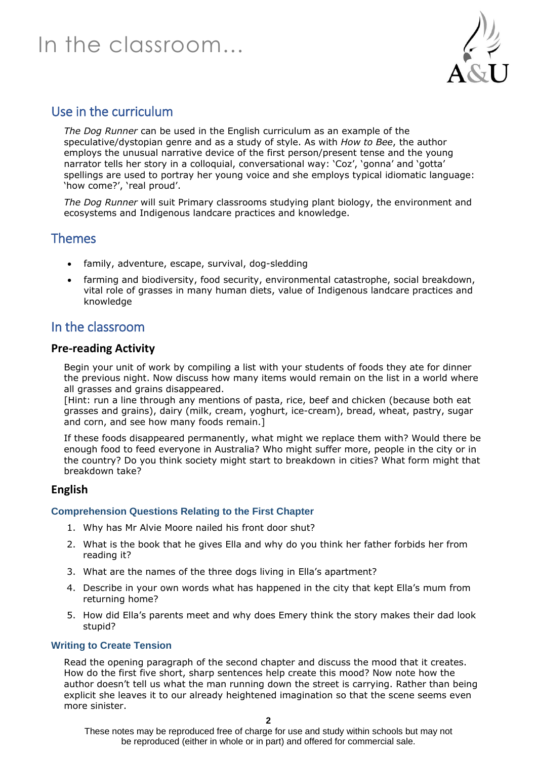# In the classroom...

## Use in the curriculum

*The Dog Runner* can be used in the English curriculum as an example of the speculative/dystopian genre and as a study of style. As with *How to Bee*, the author employs the unusual narrative device of the first person/present tense and the young narrator tells her story in a colloquial, conversational way: 'Coz', 'gonna' and 'gotta' spellings are used to portray her young voice and she employs typical idiomatic language: 'how come?', 'real proud'.

*The Dog Runner* will suit Primary classrooms studying plant biology, the environment and ecosystems and Indigenous landcare practices and knowledge.

## Themes

- family, adventure, escape, survival, dog-sledding
- farming and biodiversity, food security, environmental catastrophe, social breakdown, vital role of grasses in many human diets, value of Indigenous landcare practices and knowledge

## In the classroom

### Pre-reading Activity

Begin your unit of work by compiling a list with your students of foods they ate for dinner the previous night. Now discuss how many items would remain on the list in a world where all grasses and grains disappeared.
[Hint: run a line through any mentions of pasta, rice, beef and chicken (because both eat grasses and grains), dairy (milk, cream, yoghurt, ice-cream), bread, wheat, pastry, sugar and corn, and see how many foods remain.]

If these foods disappeared permanently, what might we replace them with? Would there be enough food to feed everyone in Australia? Who might suffer more, people in the city or in the country? Do you think society might start to breakdown in cities? What form might that breakdown take?

### English

#### Comprehension Questions Relating to the First Chapter

1. Why has Mr Alvie Moore nailed his front door shut?
2. What is the book that he gives Ella and why do you think her father forbids her from reading it?
3. What are the names of the three dogs living in Ella's apartment?
4. Describe in your own words what has happened in the city that kept Ella's mum from returning home?
5. How did Ella's parents meet and why does Emery think the story makes their dad look stupid?

#### Writing to Create Tension

Read the opening paragraph of the second chapter and discuss the mood that it creates. How do the first five short, sharp sentences help create this mood? Now note how the author doesn't tell us what the man running down the street is carrying. Rather than being explicit she leaves it to our already heightened imagination so that the scene seems even more sinister.

These notes may be reproduced free of charge for use and study within schools but may not be reproduced (either in whole or in part) and offered for commercial sale.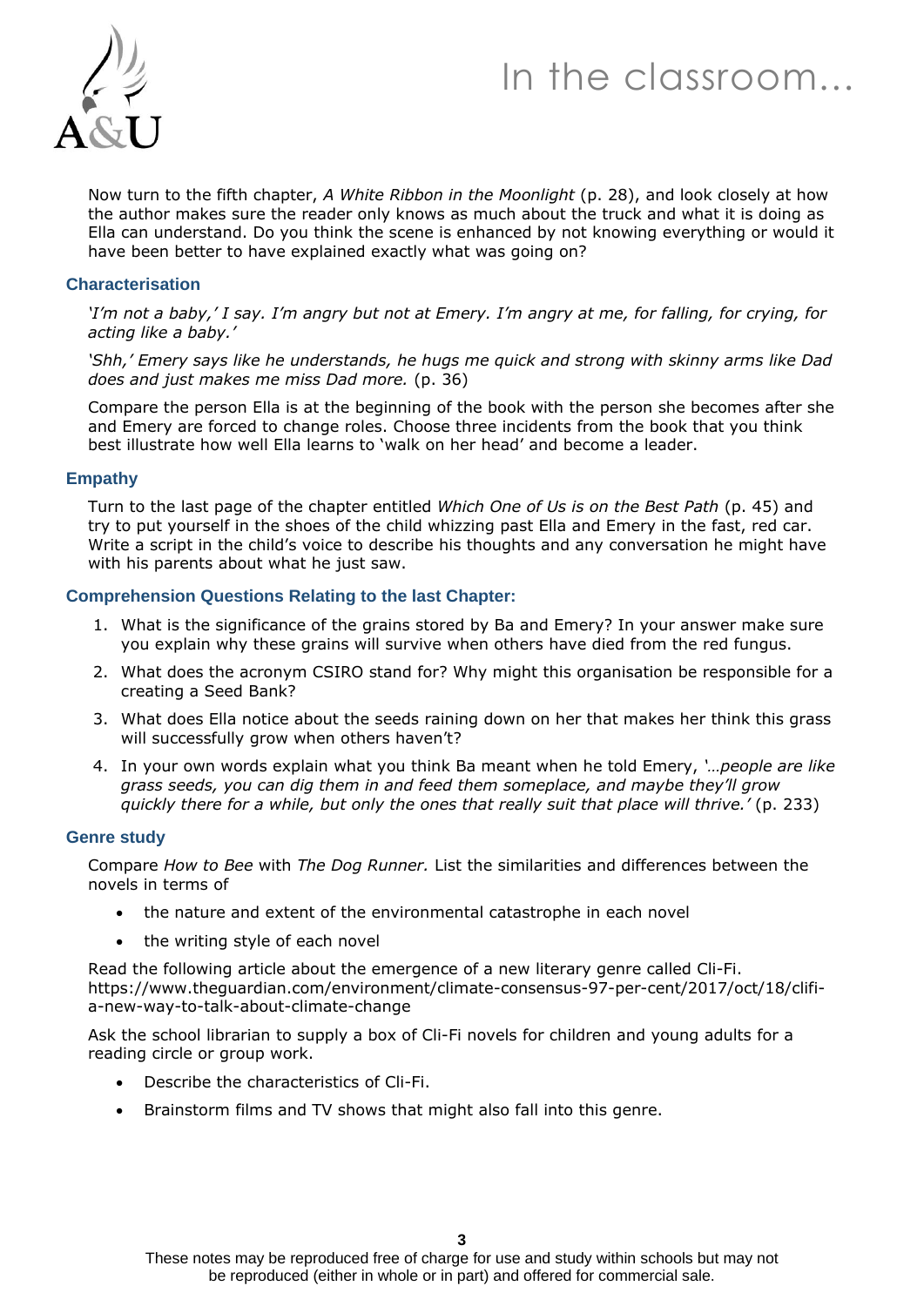Now turn to the fifth chapter, *A White Ribbon in the Moonlight* (p. 28), and look closely at how the author makes sure the reader only knows as much about the truck and what it is doing as Ella can understand. Do you think the scene is enhanced by not knowing everything or would it have been better to have explained exactly what was going on?

### Characterisation

*'I'm not a baby,' I say. I'm angry but not at Emery. I'm angry at me, for falling, for crying, for acting like a baby.'*

*'Shh,' Emery says like he understands, he hugs me quick and strong with skinny arms like Dad does and just makes me miss Dad more.* (p. 36)

Compare the person Ella is at the beginning of the book with the person she becomes after she and Emery are forced to change roles. Choose three incidents from the book that you think best illustrate how well Ella learns to 'walk on her head' and become a leader.

### Empathy

Turn to the last page of the chapter entitled *Which One of Us is on the Best Path* (p. 45) and try to put yourself in the shoes of the child whizzing past Ella and Emery in the fast, red car. Write a script in the child's voice to describe his thoughts and any conversation he might have with his parents about what he just saw.

### Comprehension Questions Relating to the last Chapter:

1. What is the significance of the grains stored by Ba and Emery? In your answer make sure you explain why these grains will survive when others have died from the red fungus.
2. What does the acronym CSIRO stand for? Why might this organisation be responsible for a creating a Seed Bank?
3. What does Ella notice about the seeds raining down on her that makes her think this grass will successfully grow when others haven't?
4. In your own words explain what you think Ba meant when he told Emery, *'…people are like grass seeds, you can dig them in and feed them someplace, and maybe they'll grow quickly there for a while, but only the ones that really suit that place will thrive.'* (p. 233)

### Genre study

Compare *How to Bee* with *The Dog Runner.* List the similarities and differences between the novels in terms of

- the nature and extent of the environmental catastrophe in each novel
- the writing style of each novel

Read the following article about the emergence of a new literary genre called Cli-Fi. https://www.theguardian.com/environment/climate-consensus-97-per-cent/2017/oct/18/clifi-a-new-way-to-talk-about-climate-change

Ask the school librarian to supply a box of Cli-Fi novels for children and young adults for a reading circle or group work.

- Describe the characteristics of Cli-Fi.
- Brainstorm films and TV shows that might also fall into this genre.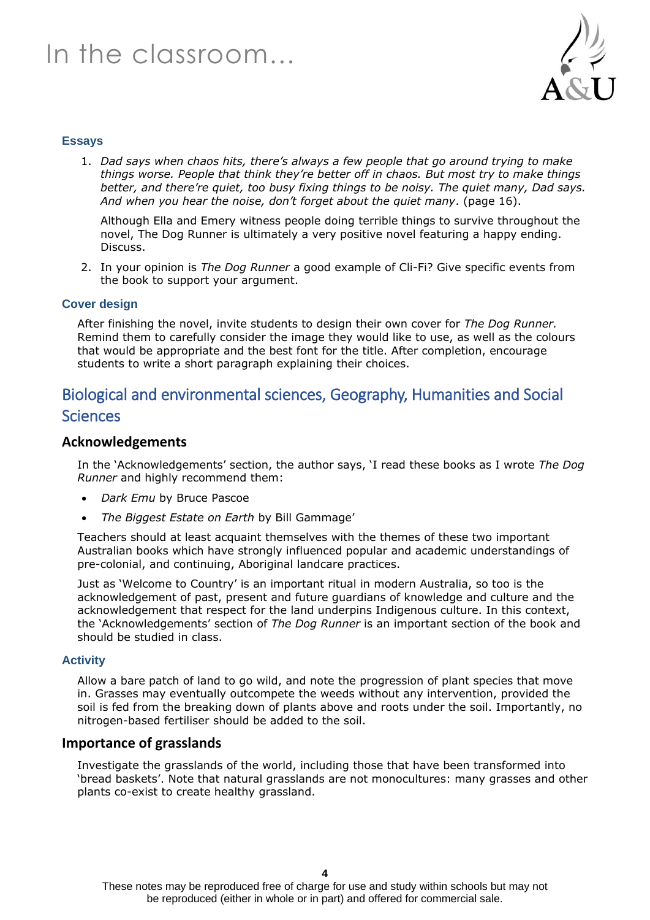### Essays

1. *Dad says when chaos hits, there's always a few people that go around trying to make things worse. People that think they're better off in chaos. But most try to make things better, and there're quiet, too busy fixing things to be noisy. The quiet many, Dad says. And when you hear the noise, don't forget about the quiet many*. (page 16).

   Although Ella and Emery witness people doing terrible things to survive throughout the novel, The Dog Runner is ultimately a very positive novel featuring a happy ending. Discuss.

2. In your opinion is *The Dog Runner* a good example of Cli-Fi? Give specific events from the book to support your argument.

### Cover design

After finishing the novel, invite students to design their own cover for *The Dog Runner.* Remind them to carefully consider the image they would like to use, as well as the colours that would be appropriate and the best font for the title. After completion, encourage students to write a short paragraph explaining their choices.

## Biological and environmental sciences, Geography, Humanities and Social Sciences

### Acknowledgements

In the 'Acknowledgements' section, the author says, 'I read these books as I wrote *The Dog Runner* and highly recommend them:

- *Dark Emu* by Bruce Pascoe
- *The Biggest Estate on Earth* by Bill Gammage'

Teachers should at least acquaint themselves with the themes of these two important Australian books which have strongly influenced popular and academic understandings of pre-colonial, and continuing, Aboriginal landcare practices.

Just as 'Welcome to Country' is an important ritual in modern Australia, so too is the acknowledgement of past, present and future guardians of knowledge and culture and the acknowledgement that respect for the land underpins Indigenous culture. In this context, the 'Acknowledgements' section of *The Dog Runner* is an important section of the book and should be studied in class.

#### Activity

Allow a bare patch of land to go wild, and note the progression of plant species that move in. Grasses may eventually outcompete the weeds without any intervention, provided the soil is fed from the breaking down of plants above and roots under the soil. Importantly, no nitrogen-based fertiliser should be added to the soil.

### Importance of grasslands

Investigate the grasslands of the world, including those that have been transformed into 'bread baskets'. Note that natural grasslands are not monocultures: many grasses and other plants co-exist to create healthy grassland.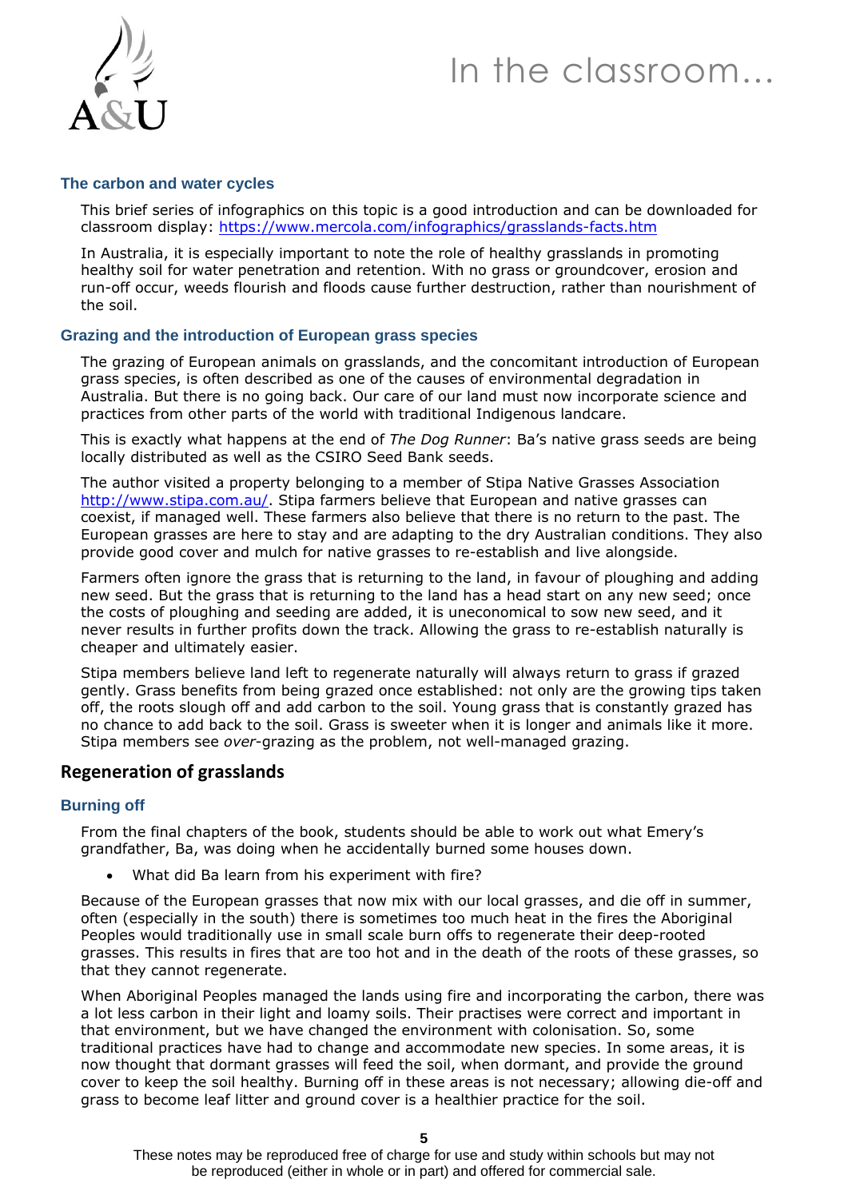### The carbon and water cycles

This brief series of infographics on this topic is a good introduction and can be downloaded for classroom display: https://www.mercola.com/infographics/grasslands-facts.htm

In Australia, it is especially important to note the role of healthy grasslands in promoting healthy soil for water penetration and retention. With no grass or groundcover, erosion and run-off occur, weeds flourish and floods cause further destruction, rather than nourishment of the soil.

### Grazing and the introduction of European grass species

The grazing of European animals on grasslands, and the concomitant introduction of European grass species, is often described as one of the causes of environmental degradation in Australia. But there is no going back. Our care of our land must now incorporate science and practices from other parts of the world with traditional Indigenous landcare.

This is exactly what happens at the end of *The Dog Runner*: Ba's native grass seeds are being locally distributed as well as the CSIRO Seed Bank seeds.

The author visited a property belonging to a member of Stipa Native Grasses Association http://www.stipa.com.au/. Stipa farmers believe that European and native grasses can coexist, if managed well. These farmers also believe that there is no return to the past. The European grasses are here to stay and are adapting to the dry Australian conditions. They also provide good cover and mulch for native grasses to re-establish and live alongside.

Farmers often ignore the grass that is returning to the land, in favour of ploughing and adding new seed. But the grass that is returning to the land has a head start on any new seed; once the costs of ploughing and seeding are added, it is uneconomical to sow new seed, and it never results in further profits down the track. Allowing the grass to re-establish naturally is cheaper and ultimately easier.

Stipa members believe land left to regenerate naturally will always return to grass if grazed gently. Grass benefits from being grazed once established: not only are the growing tips taken off, the roots slough off and add carbon to the soil. Young grass that is constantly grazed has no chance to add back to the soil. Grass is sweeter when it is longer and animals like it more. Stipa members see *over*-grazing as the problem, not well-managed grazing.

## Regeneration of grasslands

### Burning off

From the final chapters of the book, students should be able to work out what Emery's grandfather, Ba, was doing when he accidentally burned some houses down.

- What did Ba learn from his experiment with fire?

Because of the European grasses that now mix with our local grasses, and die off in summer, often (especially in the south) there is sometimes too much heat in the fires the Aboriginal Peoples would traditionally use in small scale burn offs to regenerate their deep-rooted grasses. This results in fires that are too hot and in the death of the roots of these grasses, so that they cannot regenerate.

When Aboriginal Peoples managed the lands using fire and incorporating the carbon, there was a lot less carbon in their light and loamy soils. Their practises were correct and important in that environment, but we have changed the environment with colonisation. So, some traditional practices have had to change and accommodate new species. In some areas, it is now thought that dormant grasses will feed the soil, when dormant, and provide the ground cover to keep the soil healthy. Burning off in these areas is not necessary; allowing die-off and grass to become leaf litter and ground cover is a healthier practice for the soil.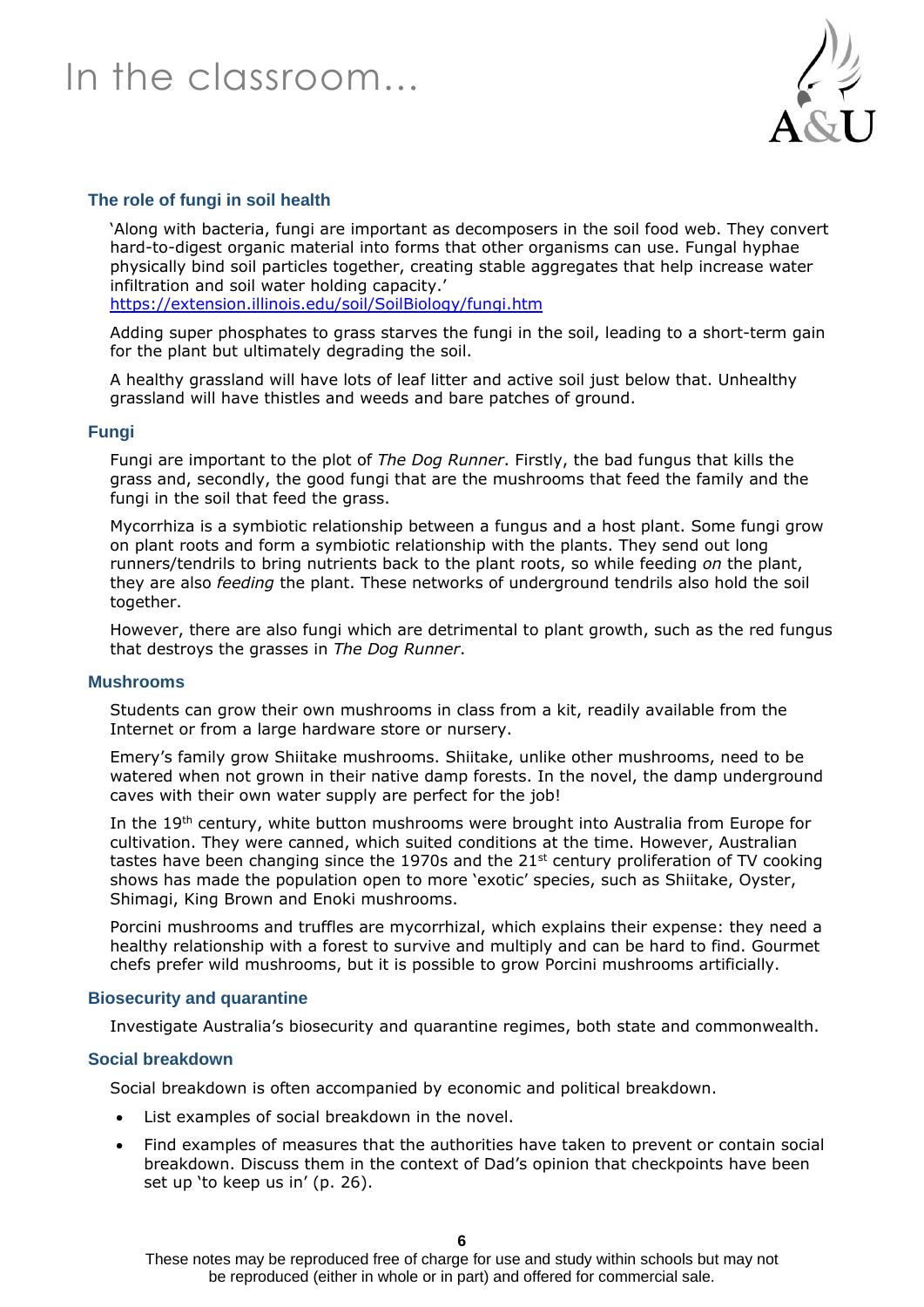# In the classroom...

### The role of fungi in soil health

'Along with bacteria, fungi are important as decomposers in the soil food web. They convert hard-to-digest organic material into forms that other organisms can use. Fungal hyphae physically bind soil particles together, creating stable aggregates that help increase water infiltration and soil water holding capacity.'
https://extension.illinois.edu/soil/SoilBiology/fungi.htm

Adding super phosphates to grass starves the fungi in the soil, leading to a short-term gain for the plant but ultimately degrading the soil.

A healthy grassland will have lots of leaf litter and active soil just below that. Unhealthy grassland will have thistles and weeds and bare patches of ground.

### Fungi

Fungi are important to the plot of *The Dog Runner*. Firstly, the bad fungus that kills the grass and, secondly, the good fungi that are the mushrooms that feed the family and the fungi in the soil that feed the grass.

Mycorrhiza is a symbiotic relationship between a fungus and a host plant. Some fungi grow on plant roots and form a symbiotic relationship with the plants. They send out long runners/tendrils to bring nutrients back to the plant roots, so while feeding *on* the plant, they are also *feeding* the plant. These networks of underground tendrils also hold the soil together.

However, there are also fungi which are detrimental to plant growth, such as the red fungus that destroys the grasses in *The Dog Runner*.

### Mushrooms

Students can grow their own mushrooms in class from a kit, readily available from the Internet or from a large hardware store or nursery.

Emery's family grow Shiitake mushrooms. Shiitake, unlike other mushrooms, need to be watered when not grown in their native damp forests. In the novel, the damp underground caves with their own water supply are perfect for the job!

In the 19th century, white button mushrooms were brought into Australia from Europe for cultivation. They were canned, which suited conditions at the time. However, Australian tastes have been changing since the 1970s and the 21st century proliferation of TV cooking shows has made the population open to more 'exotic' species, such as Shiitake, Oyster, Shimagi, King Brown and Enoki mushrooms.

Porcini mushrooms and truffles are mycorrhizal, which explains their expense: they need a healthy relationship with a forest to survive and multiply and can be hard to find. Gourmet chefs prefer wild mushrooms, but it is possible to grow Porcini mushrooms artificially.

### Biosecurity and quarantine

Investigate Australia's biosecurity and quarantine regimes, both state and commonwealth.

### Social breakdown

Social breakdown is often accompanied by economic and political breakdown.

- List examples of social breakdown in the novel.
- Find examples of measures that the authorities have taken to prevent or contain social breakdown. Discuss them in the context of Dad's opinion that checkpoints have been set up 'to keep us in' (p. 26).

These notes may be reproduced free of charge for use and study within schools but may not be reproduced (either in whole or in part) and offered for commercial sale.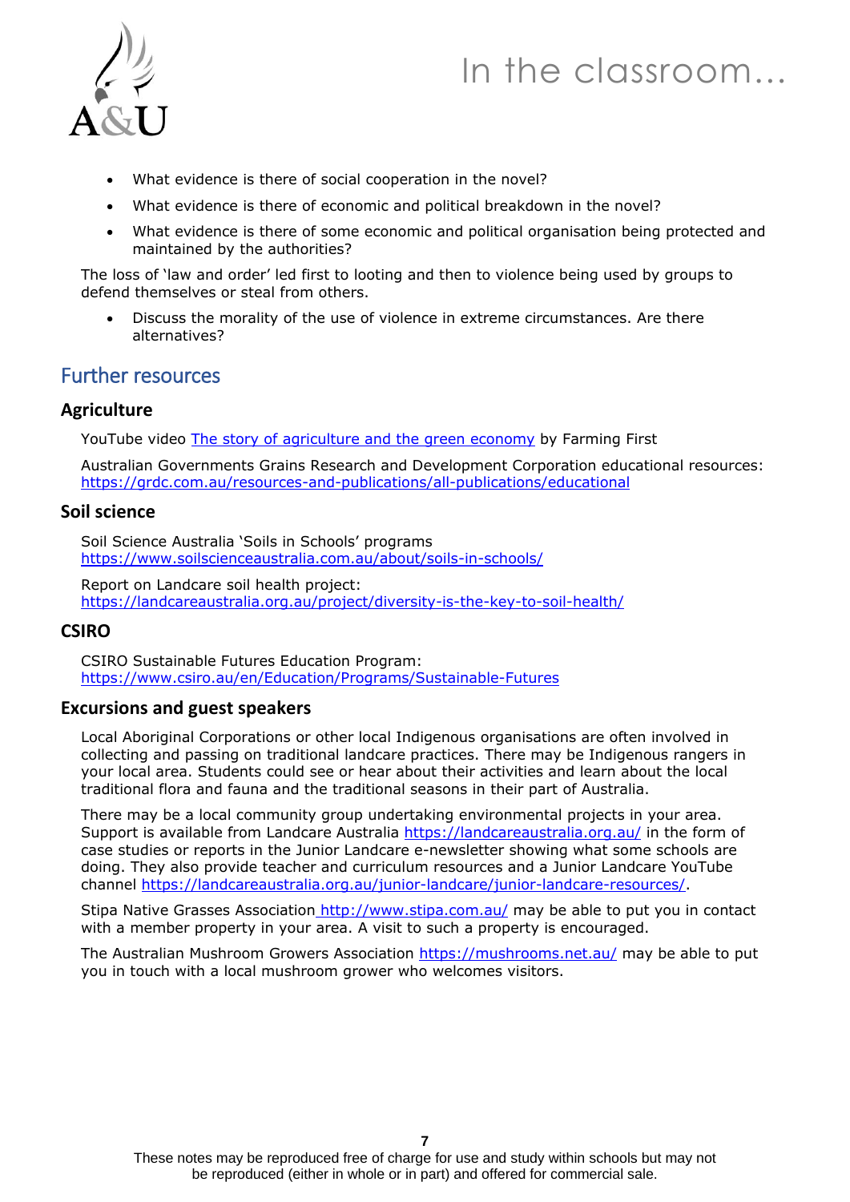- What evidence is there of social cooperation in the novel?
- What evidence is there of economic and political breakdown in the novel?
- What evidence is there of some economic and political organisation being protected and maintained by the authorities?

The loss of 'law and order' led first to looting and then to violence being used by groups to defend themselves or steal from others.

- Discuss the morality of the use of violence in extreme circumstances. Are there alternatives?

## Further resources

### Agriculture

YouTube video The story of agriculture and the green economy by Farming First

Australian Governments Grains Research and Development Corporation educational resources: https://grdc.com.au/resources-and-publications/all-publications/educational

### Soil science

Soil Science Australia 'Soils in Schools' programs
https://www.soilscienceaustralia.com.au/about/soils-in-schools/

Report on Landcare soil health project:
https://landcareaustralia.org.au/project/diversity-is-the-key-to-soil-health/

### CSIRO

CSIRO Sustainable Futures Education Program:
https://www.csiro.au/en/Education/Programs/Sustainable-Futures

### Excursions and guest speakers

Local Aboriginal Corporations or other local Indigenous organisations are often involved in collecting and passing on traditional landcare practices. There may be Indigenous rangers in your local area. Students could see or hear about their activities and learn about the local traditional flora and fauna and the traditional seasons in their part of Australia.

There may be a local community group undertaking environmental projects in your area. Support is available from Landcare Australia https://landcareaustralia.org.au/ in the form of case studies or reports in the Junior Landcare e-newsletter showing what some schools are doing. They also provide teacher and curriculum resources and a Junior Landcare YouTube channel https://landcareaustralia.org.au/junior-landcare/junior-landcare-resources/.

Stipa Native Grasses Association http://www.stipa.com.au/ may be able to put you in contact with a member property in your area. A visit to such a property is encouraged.

The Australian Mushroom Growers Association https://mushrooms.net.au/ may be able to put you in touch with a local mushroom grower who welcomes visitors.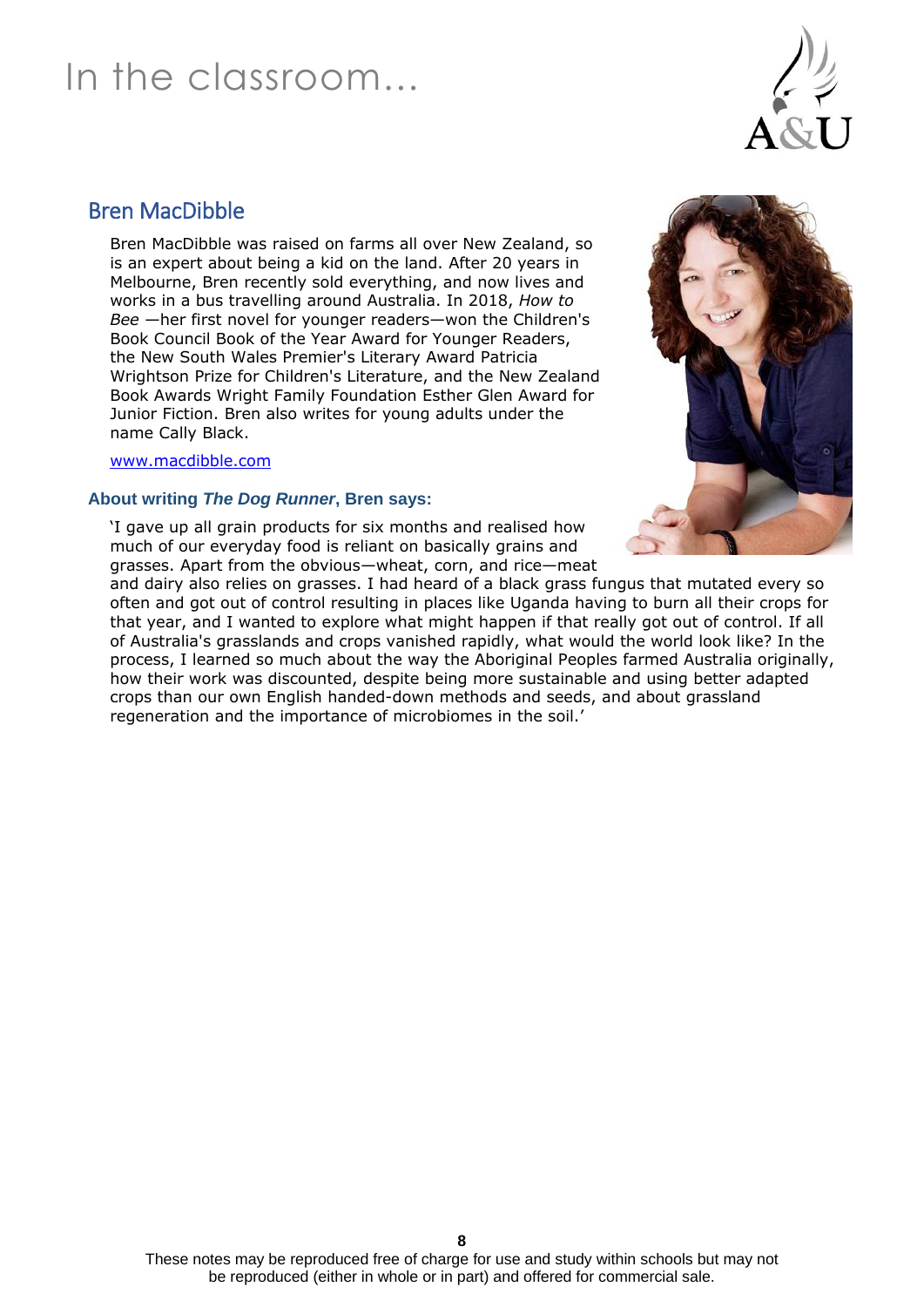# In the classroom...

## Bren MacDibble

Bren MacDibble was raised on farms all over New Zealand, so is an expert about being a kid on the land. After 20 years in Melbourne, Bren recently sold everything, and now lives and works in a bus travelling around Australia. In 2018, *How to Bee* —her first novel for younger readers—won the Children's Book Council Book of the Year Award for Younger Readers, the New South Wales Premier's Literary Award Patricia Wrightson Prize for Children's Literature, and the New Zealand Book Awards Wright Family Foundation Esther Glen Award for Junior Fiction. Bren also writes for young adults under the name Cally Black.

[www.macdibble.com](http://www.macdibble.com)

### About writing *The Dog Runner*, Bren says:

'I gave up all grain products for six months and realised how much of our everyday food is reliant on basically grains and grasses. Apart from the obvious—wheat, corn, and rice—meat and dairy also relies on grasses. I had heard of a black grass fungus that mutated every so often and got out of control resulting in places like Uganda having to burn all their crops for that year, and I wanted to explore what might happen if that really got out of control. If all of Australia's grasslands and crops vanished rapidly, what would the world look like? In the process, I learned so much about the way the Aboriginal Peoples farmed Australia originally, how their work was discounted, despite being more sustainable and using better adapted crops than our own English handed-down methods and seeds, and about grassland regeneration and the importance of microbiomes in the soil.'

These notes may be reproduced free of charge for use and study within schools but may not be reproduced (either in whole or in part) and offered for commercial sale.